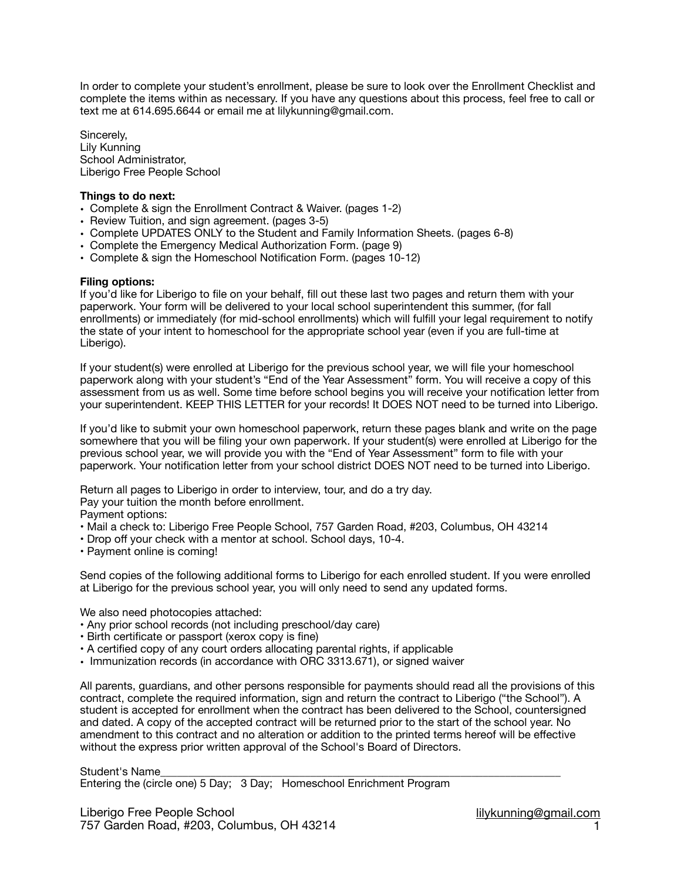In order to complete your student's enrollment, please be sure to look over the Enrollment Checklist and complete the items within as necessary. If you have any questions about this process, feel free to call or text me at 614.695.6644 or email me at lilykunning@gmail.com.

Sincerely,
Lily Kunning
School Administrator,
Liberigo Free People School

**Things to do next:**

- Complete & sign the Enrollment Contract & Waiver. (pages 1-2)
- Review Tuition, and sign agreement. (pages 3-5)
- Complete UPDATES ONLY to the Student and Family Information Sheets. (pages 6-8)
- Complete the Emergency Medical Authorization Form. (page 9)
- Complete & sign the Homeschool Notification Form. (pages 10-12)

**Filing options:**
If you'd like for Liberigo to file on your behalf, fill out these last two pages and return them with your paperwork. Your form will be delivered to your local school superintendent this summer, (for fall enrollments) or immediately (for mid-school enrollments) which will fulfill your legal requirement to notify the state of your intent to homeschool for the appropriate school year (even if you are full-time at Liberigo).

If your student(s) were enrolled at Liberigo for the previous school year, we will file your homeschool paperwork along with your student's "End of the Year Assessment" form. You will receive a copy of this assessment from us as well. Some time before school begins you will receive your notification letter from your superintendent. KEEP THIS LETTER for your records! It DOES NOT need to be turned into Liberigo.

If you'd like to submit your own homeschool paperwork, return these pages blank and write on the page somewhere that you will be filing your own paperwork. If your student(s) were enrolled at Liberigo for the previous school year, we will provide you with the "End of Year Assessment" form to file with your paperwork. Your notification letter from your school district DOES NOT need to be turned into Liberigo.

Return all pages to Liberigo in order to interview, tour, and do a try day.
Pay your tuition the month before enrollment.
Payment options:

- Mail a check to: Liberigo Free People School, 757 Garden Road, #203, Columbus, OH 43214
- Drop off your check with a mentor at school. School days, 10-4.
- Payment online is coming!

Send copies of the following additional forms to Liberigo for each enrolled student. If you were enrolled at Liberigo for the previous school year, you will only need to send any updated forms.

We also need photocopies attached:

- Any prior school records (not including preschool/day care)
- Birth certificate or passport (xerox copy is fine)
- A certified copy of any court orders allocating parental rights, if applicable
- Immunization records (in accordance with ORC 3313.671), or signed waiver

All parents, guardians, and other persons responsible for payments should read all the provisions of this contract, complete the required information, sign and return the contract to Liberigo ("the School"). A student is accepted for enrollment when the contract has been delivered to the School, countersigned and dated. A copy of the accepted contract will be returned prior to the start of the school year. No amendment to this contract and no alteration or addition to the printed terms hereof will be effective without the express prior written approval of the School's Board of Directors.

Student's Name______________________________________________________________________
Entering the (circle one) 5 Day; 3 Day; Homeschool Enrichment Program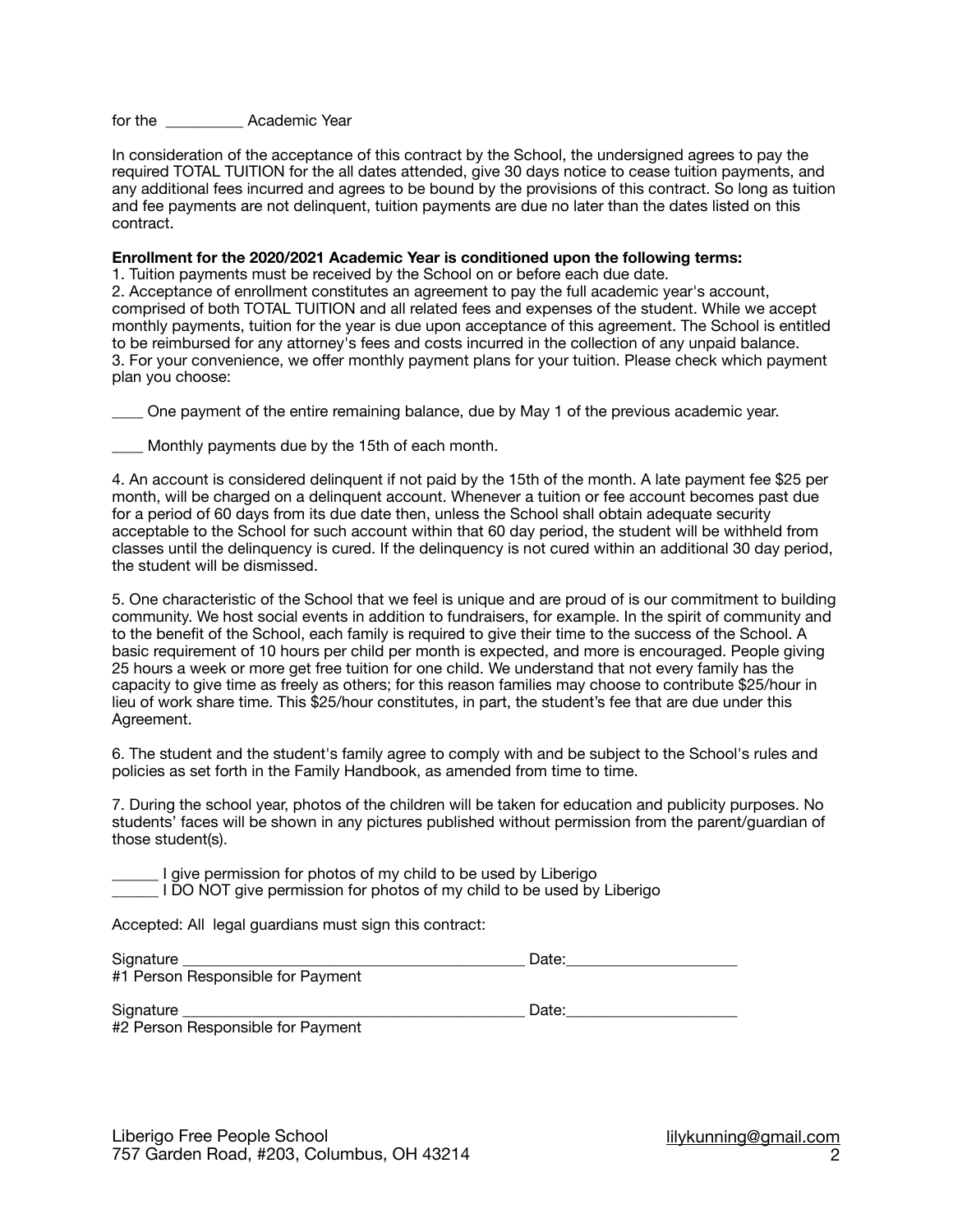for the __________ Academic Year

In consideration of the acceptance of this contract by the School, the undersigned agrees to pay the required TOTAL TUITION for the all dates attended, give 30 days notice to cease tuition payments, and any additional fees incurred and agrees to be bound by the provisions of this contract. So long as tuition and fee payments are not delinquent, tuition payments are due no later than the dates listed on this contract.

**Enrollment for the 2020/2021 Academic Year is conditioned upon the following terms:**

1. Tuition payments must be received by the School on or before each due date.
2. Acceptance of enrollment constitutes an agreement to pay the full academic year's account, comprised of both TOTAL TUITION and all related fees and expenses of the student. While we accept monthly payments, tuition for the year is due upon acceptance of this agreement. The School is entitled to be reimbursed for any attorney's fees and costs incurred in the collection of any unpaid balance.
3. For your convenience, we offer monthly payment plans for your tuition. Please check which payment plan you choose:

____ One payment of the entire remaining balance, due by May 1 of the previous academic year.

____ Monthly payments due by the 15th of each month.

4. An account is considered delinquent if not paid by the 15th of the month. A late payment fee $25 per month, will be charged on a delinquent account. Whenever a tuition or fee account becomes past due for a period of 60 days from its due date then, unless the School shall obtain adequate security acceptable to the School for such account within that 60 day period, the student will be withheld from classes until the delinquency is cured. If the delinquency is not cured within an additional 30 day period, the student will be dismissed.

5. One characteristic of the School that we feel is unique and are proud of is our commitment to building community. We host social events in addition to fundraisers, for example. In the spirit of community and to the benefit of the School, each family is required to give their time to the success of the School. A basic requirement of 10 hours per child per month is expected, and more is encouraged. People giving 25 hours a week or more get free tuition for one child. We understand that not every family has the capacity to give time as freely as others; for this reason families may choose to contribute $25/hour in lieu of work share time. This $25/hour constitutes, in part, the student's fee that are due under this Agreement.

6. The student and the student's family agree to comply with and be subject to the School's rules and policies as set forth in the Family Handbook, as amended from time to time.

7. During the school year, photos of the children will be taken for education and publicity purposes. No students' faces will be shown in any pictures published without permission from the parent/guardian of those student(s).

______ I give permission for photos of my child to be used by Liberigo
______ I DO NOT give permission for photos of my child to be used by Liberigo

Accepted: All legal guardians must sign this contract:

Signature __________________________________________ Date:_____________________
#1 Person Responsible for Payment

Signature __________________________________________ Date:_____________________
#2 Person Responsible for Payment

Liberigo Free People School
757 Garden Road, #203, Columbus, OH 43214
lilykunning@gmail.com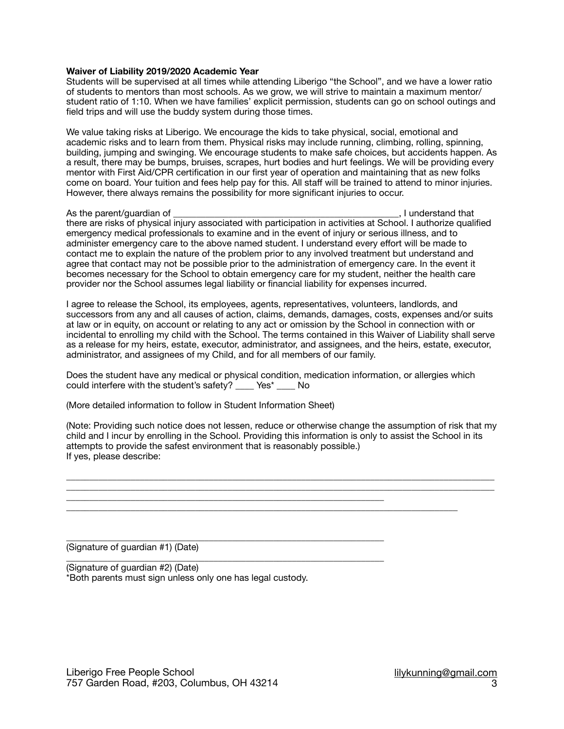**Waiver of Liability 2019/2020 Academic Year**

Students will be supervised at all times while attending Liberigo "the School", and we have a lower ratio of students to mentors than most schools. As we grow, we will strive to maintain a maximum mentor/ student ratio of 1:10. When we have families' explicit permission, students can go on school outings and field trips and will use the buddy system during those times.

We value taking risks at Liberigo. We encourage the kids to take physical, social, emotional and academic risks and to learn from them. Physical risks may include running, climbing, rolling, spinning, building, jumping and swinging. We encourage students to make safe choices, but accidents happen. As a result, there may be bumps, bruises, scrapes, hurt bodies and hurt feelings. We will be providing every mentor with First Aid/CPR certification in our first year of operation and maintaining that as new folks come on board. Your tuition and fees help pay for this. All staff will be trained to attend to minor injuries. However, there always remains the possibility for more significant injuries to occur.

As the parent/guardian of _______________________________________________, I understand that there are risks of physical injury associated with participation in activities at School. I authorize qualified emergency medical professionals to examine and in the event of injury or serious illness, and to administer emergency care to the above named student. I understand every effort will be made to contact me to explain the nature of the problem prior to any involved treatment but understand and agree that contact may not be possible prior to the administration of emergency care. In the event it becomes necessary for the School to obtain emergency care for my student, neither the health care provider nor the School assumes legal liability or financial liability for expenses incurred.

I agree to release the School, its employees, agents, representatives, volunteers, landlords, and successors from any and all causes of action, claims, demands, damages, costs, expenses and/or suits at law or in equity, on account or relating to any act or omission by the School in connection with or incidental to enrolling my child with the School. The terms contained in this Waiver of Liability shall serve as a release for my heirs, estate, executor, administrator, and assignees, and the heirs, estate, executor, administrator, and assignees of my Child, and for all members of our family.

Does the student have any medical or physical condition, medication information, or allergies which could interfere with the student's safety? ____ Yes* ____ No

(More detailed information to follow in Student Information Sheet)

(Note: Providing such notice does not lessen, reduce or otherwise change the assumption of risk that my child and I incur by enrolling in the School. Providing this information is only to assist the School in its attempts to provide the safest environment that is reasonably possible.)
If yes, please describe:

______________________________________________________________________________________
______________________________________________________________________________________
_________________________________________________________________
________________________________________________________________________________

_________________________________________________________________
(Signature of guardian #1) (Date)

_________________________________________________________________
(Signature of guardian #2) (Date)
*Both parents must sign unless only one has legal custody.

Liberigo Free People School
757 Garden Road, #203, Columbus, OH 43214

lilykunning@gmail.com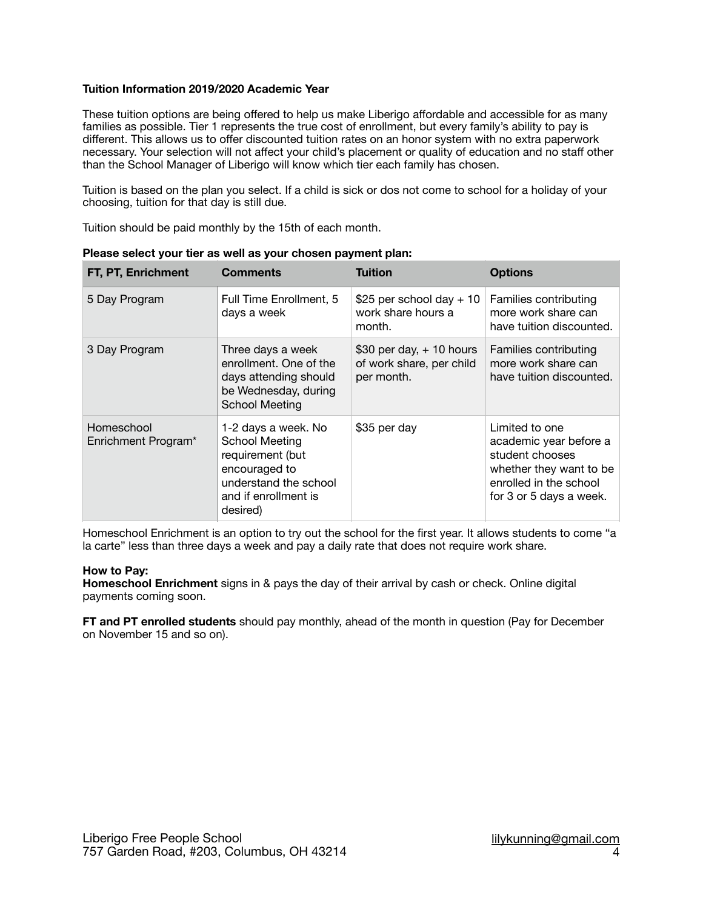**Tuition Information 2019/2020 Academic Year**

These tuition options are being offered to help us make Liberigo affordable and accessible for as many families as possible. Tier 1 represents the true cost of enrollment, but every family's ability to pay is different. This allows us to offer discounted tuition rates on an honor system with no extra paperwork necessary. Your selection will not affect your child's placement or quality of education and no staff other than the School Manager of Liberigo will know which tier each family has chosen.

Tuition is based on the plan you select. If a child is sick or dos not come to school for a holiday of your choosing, tuition for that day is still due.

Tuition should be paid monthly by the 15th of each month.

**Please select your tier as well as your chosen payment plan:**

| FT, PT, Enrichment | Comments | Tuition | Options |
| --- | --- | --- | --- |
| 5 Day Program | Full Time Enrollment, 5 days a week | $25 per school day + 10 work share hours a month. | Families contributing more work share can have tuition discounted. |
| 3 Day Program | Three days a week enrollment. One of the days attending should be Wednesday, during School Meeting | $30 per day, + 10 hours of work share, per child per month. | Families contributing more work share can have tuition discounted. |
| Homeschool Enrichment Program* | 1-2 days a week. No School Meeting requirement (but encouraged to understand the school and if enrollment is desired) | $35 per day | Limited to one academic year before a student chooses whether they want to be enrolled in the school for 3 or 5 days a week. |

Homeschool Enrichment is an option to try out the school for the first year. It allows students to come "a la carte" less than three days a week and pay a daily rate that does not require work share.

**How to Pay:**
**Homeschool Enrichment** signs in & pays the day of their arrival by cash or check. Online digital payments coming soon.

**FT and PT enrolled students** should pay monthly, ahead of the month in question (Pay for December on November 15 and so on).

Liberigo Free People School
757 Garden Road, #203, Columbus, OH 43214
lilykunning@gmail.com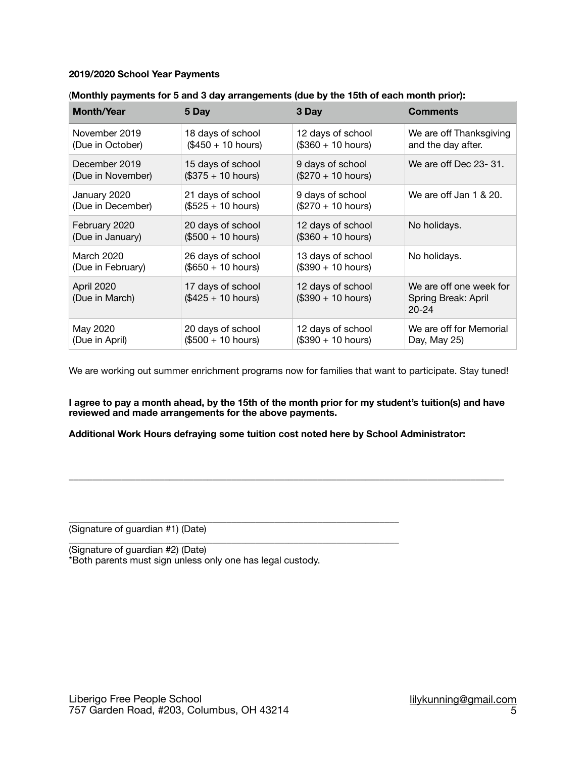**2019/2020 School Year Payments**

(**Monthly payments for 5 and 3 day arrangements (due by the 15th of each month prior):**

| Month/Year | 5 Day | 3 Day | Comments |
|---|---|---|---|
| November 2019 (Due in October) | 18 days of school ($450 + 10 hours) | 12 days of school ($360 + 10 hours) | We are off Thanksgiving and the day after. |
| December 2019 (Due in November) | 15 days of school ($375 + 10 hours) | 9 days of school ($270 + 10 hours) | We are off Dec 23- 31. |
| January 2020 (Due in December) | 21 days of school ($525 + 10 hours) | 9 days of school ($270 + 10 hours) | We are off Jan 1 & 20. |
| February 2020 (Due in January) | 20 days of school ($500 + 10 hours) | 12 days of school ($360 + 10 hours) | No holidays. |
| March 2020 (Due in February) | 26 days of school ($650 + 10 hours) | 13 days of school ($390 + 10 hours) | No holidays. |
| April 2020 (Due in March) | 17 days of school ($425 + 10 hours) | 12 days of school ($390 + 10 hours) | We are off one week for Spring Break: April 20-24 |
| May 2020 (Due in April) | 20 days of school ($500 + 10 hours) | 12 days of school ($390 + 10 hours) | We are off for Memorial Day, May 25) |

We are working out summer enrichment programs now for families that want to participate. Stay tuned!

**I agree to pay a month ahead, by the 15th of the month prior for my student's tuition(s) and have reviewed and made arrangements for the above payments.**

**Additional Work Hours defraying some tuition cost noted here by School Administrator:**

_______________________________________________________________________________

_______________________________________________________________

(Signature of guardian #1) (Date)

_______________________________________________________________

(Signature of guardian #2) (Date)

*Both parents must sign unless only one has legal custody.

Liberigo Free People School
757 Garden Road, #203, Columbus, OH 43214

lilykunning@gmail.com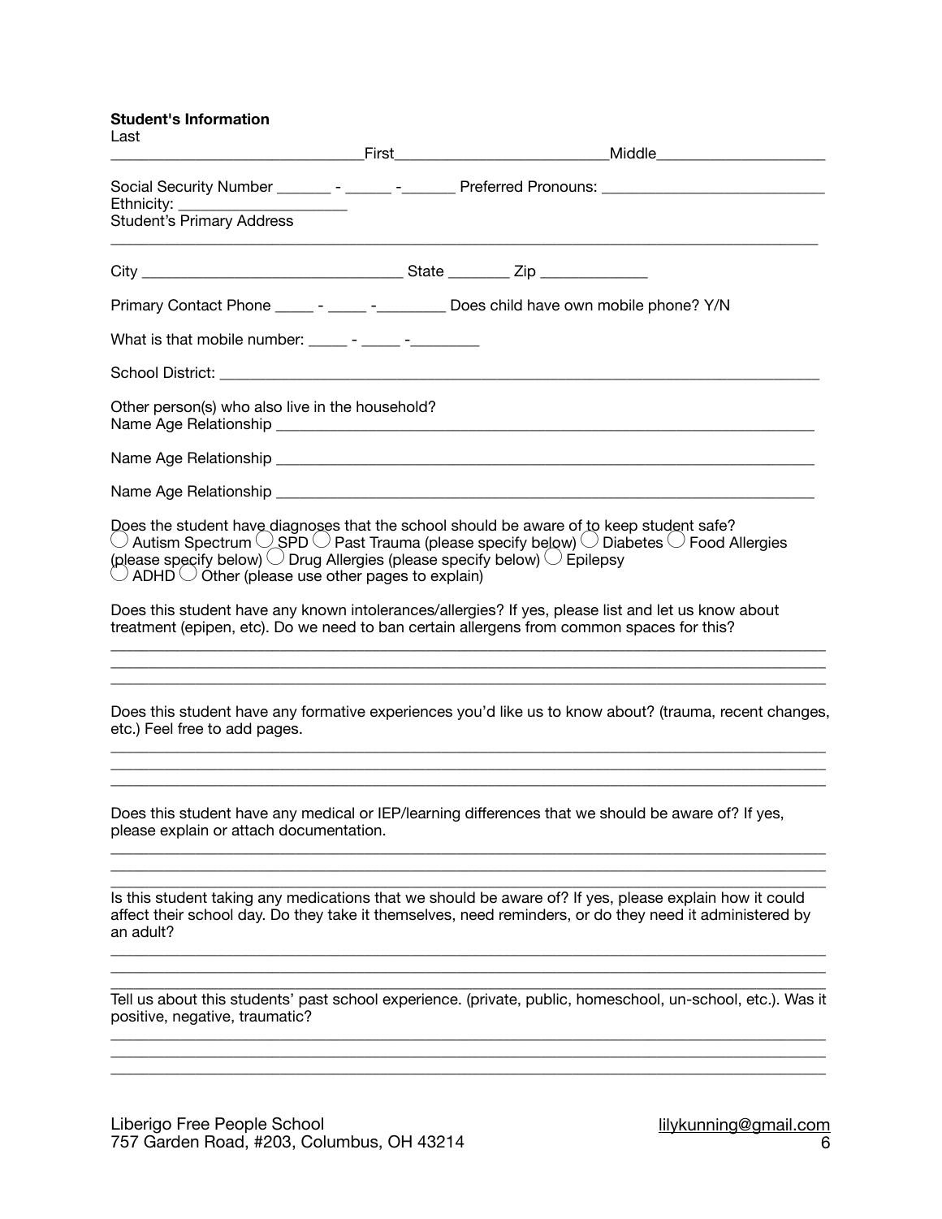**Student's Information**

Last ______________________________First_________________________Middle_____________________

Social Security Number _______ - ______ -_______ Preferred Pronouns: ___________________________

Ethnicity: ____________________

Student's Primary Address

_________________________________________________________________________________________

City ________________________________ State ________ Zip _____________

Primary Contact Phone _____ - _____ -_________ Does child have own mobile phone? Y/N

What is that mobile number: _____ - _____ -_________

School District: ____________________________________________________________________________

Other person(s) who also live in the household?

Name Age Relationship _____________________________________________________________________

Name Age Relationship _____________________________________________________________________

Name Age Relationship _____________________________________________________________________

Does the student have diagnoses that the school should be aware of to keep student safe?

◯ Autism Spectrum ◯ SPD ◯ Past Trauma (please specify below) ◯ Diabetes ◯ Food Allergies (please specify below) ◯ Drug Allergies (please specify below) ◯ Epilepsy
◯ ADHD ◯ Other (please use other pages to explain)

Does this student have any known intolerances/allergies? If yes, please list and let us know about treatment (epipen, etc). Do we need to ban certain allergens from common spaces for this?

_________________________________________________________________________________________
_________________________________________________________________________________________
_________________________________________________________________________________________

Does this student have any formative experiences you'd like us to know about? (trauma, recent changes, etc.) Feel free to add pages.

_________________________________________________________________________________________
_________________________________________________________________________________________
_________________________________________________________________________________________

Does this student have any medical or IEP/learning differences that we should be aware of? If yes, please explain or attach documentation.

_________________________________________________________________________________________
_________________________________________________________________________________________
_________________________________________________________________________________________

Is this student taking any medications that we should be aware of? If yes, please explain how it could affect their school day. Do they take it themselves, need reminders, or do they need it administered by an adult?

_________________________________________________________________________________________
_________________________________________________________________________________________
_________________________________________________________________________________________

Tell us about this students' past school experience. (private, public, homeschool, un-school, etc.). Was it positive, negative, traumatic?

_________________________________________________________________________________________
_________________________________________________________________________________________
_________________________________________________________________________________________

Liberigo Free People School
757 Garden Road, #203, Columbus, OH 43214
lilykunning@gmail.com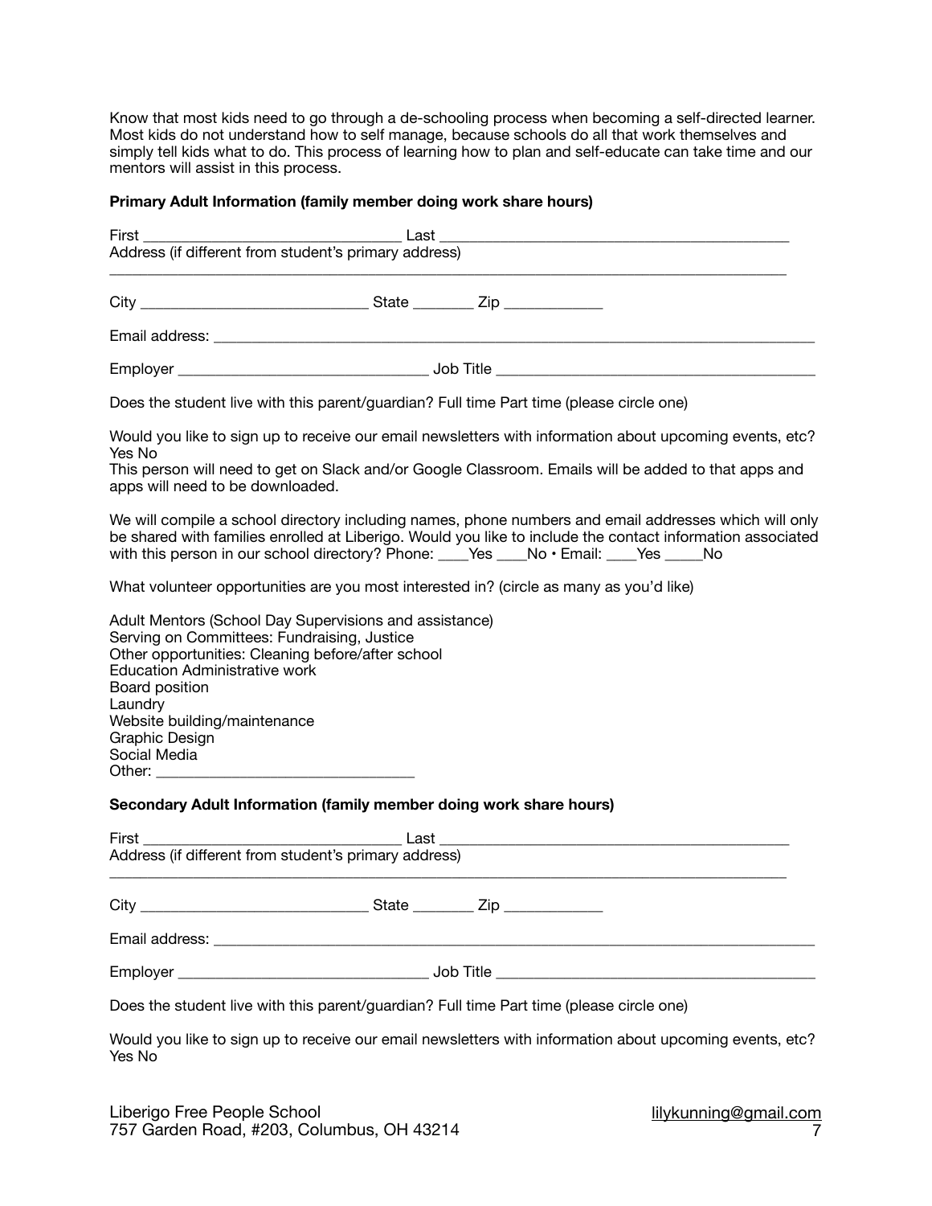Know that most kids need to go through a de-schooling process when becoming a self-directed learner. Most kids do not understand how to self manage, because schools do all that work themselves and simply tell kids what to do. This process of learning how to plan and self-educate can take time and our mentors will assist in this process.

**Primary Adult Information (family member doing work share hours)**

First ________________________________ Last ____________________________________________
Address (if different from student's primary address)
_________________________________________________________________________________________

City ____________________________ State ________ Zip ____________

Email address: ___________________________________________________________________________

Employer _______________________________ Job Title _________________________________________

Does the student live with this parent/guardian? Full time Part time (please circle one)

Would you like to sign up to receive our email newsletters with information about upcoming events, etc?
Yes No
This person will need to get on Slack and/or Google Classroom. Emails will be added to that apps and apps will need to be downloaded.

We will compile a school directory including names, phone numbers and email addresses which will only be shared with families enrolled at Liberigo. Would you like to include the contact information associated with this person in our school directory? Phone: ____Yes ____No • Email: ____Yes _____No

What volunteer opportunities are you most interested in? (circle as many as you'd like)

Adult Mentors (School Day Supervisions and assistance)
Serving on Committees: Fundraising, Justice
Other opportunities: Cleaning before/after school
Education Administrative work
Board position
Laundry
Website building/maintenance
Graphic Design
Social Media
Other: ________________________________

**Secondary Adult Information (family member doing work share hours)**

First ________________________________ Last ____________________________________________
Address (if different from student's primary address)
_________________________________________________________________________________________

City ____________________________ State ________ Zip ____________

Email address: ___________________________________________________________________________

Employer _______________________________ Job Title _________________________________________

Does the student live with this parent/guardian? Full time Part time (please circle one)

Would you like to sign up to receive our email newsletters with information about upcoming events, etc?
Yes No

Liberigo Free People School
757 Garden Road, #203, Columbus, OH 43214
lilykunning@gmail.com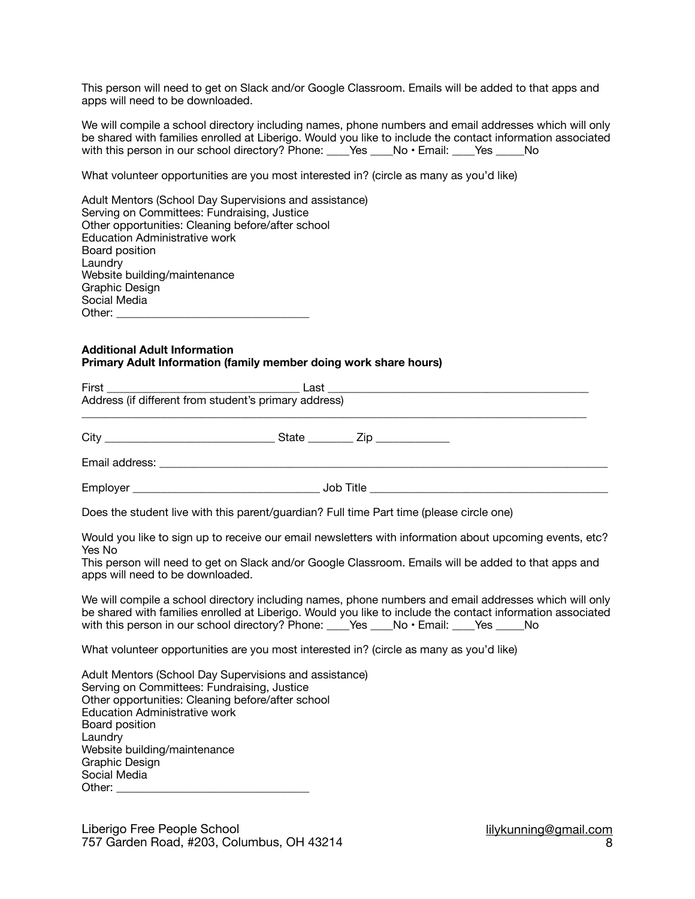This person will need to get on Slack and/or Google Classroom. Emails will be added to that apps and apps will need to be downloaded.

We will compile a school directory including names, phone numbers and email addresses which will only be shared with families enrolled at Liberigo. Would you like to include the contact information associated with this person in our school directory? Phone: ____Yes ____No • Email: ____Yes _____No

What volunteer opportunities are you most interested in? (circle as many as you'd like)

Adult Mentors (School Day Supervisions and assistance)
Serving on Committees: Fundraising, Justice
Other opportunities: Cleaning before/after school
Education Administrative work
Board position
Laundry
Website building/maintenance
Graphic Design
Social Media
Other: ________________________________

**Additional Adult Information**
**Primary Adult Information (family member doing work share hours)**

First ________________________________ Last ____________________________________________
Address (if different from student's primary address)
_____________________________________________________________________________________

City ____________________________ State ________ Zip ____________

Email address: _____________________________________________________________________________

Employer _______________________________ Job Title ________________________________________

Does the student live with this parent/guardian? Full time Part time (please circle one)

Would you like to sign up to receive our email newsletters with information about upcoming events, etc? Yes No
This person will need to get on Slack and/or Google Classroom. Emails will be added to that apps and apps will need to be downloaded.

We will compile a school directory including names, phone numbers and email addresses which will only be shared with families enrolled at Liberigo. Would you like to include the contact information associated with this person in our school directory? Phone: ____Yes ____No • Email: ____Yes _____No

What volunteer opportunities are you most interested in? (circle as many as you'd like)

Adult Mentors (School Day Supervisions and assistance)
Serving on Committees: Fundraising, Justice
Other opportunities: Cleaning before/after school
Education Administrative work
Board position
Laundry
Website building/maintenance
Graphic Design
Social Media
Other: ________________________________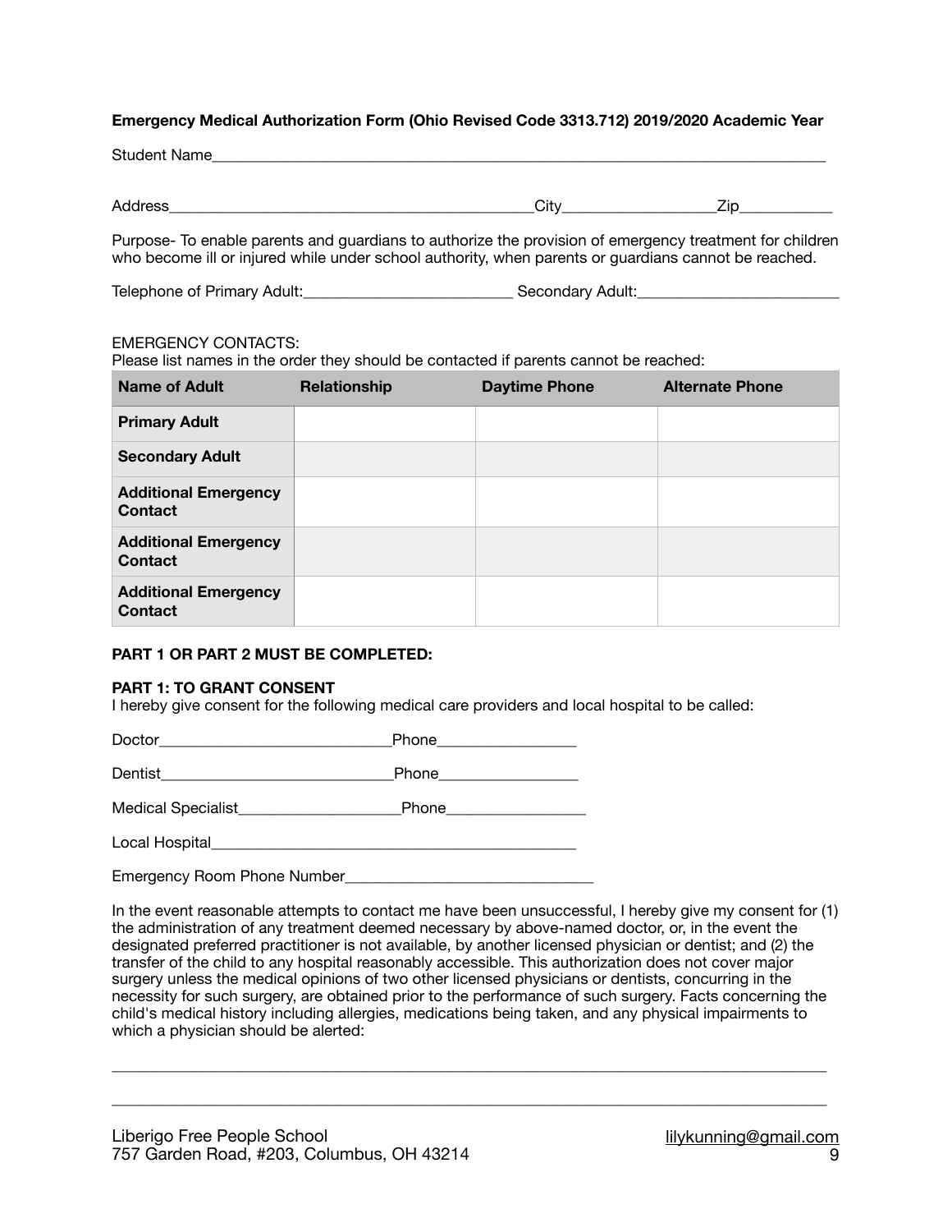**Emergency Medical Authorization Form (Ohio Revised Code 3313.712) 2019/2020 Academic Year**

Student Name___________________________________________________________________________

Address_____________________________________________City__________________Zip___________

Purpose- To enable parents and guardians to authorize the provision of emergency treatment for children who become ill or injured while under school authority, when parents or guardians cannot be reached.

Telephone of Primary Adult:_________________________ Secondary Adult:_________________________

EMERGENCY CONTACTS:
Please list names in the order they should be contacted if parents cannot be reached:

| Name of Adult | Relationship | Daytime Phone | Alternate Phone |
|---|---|---|---|
| **Primary Adult** | | | |
| **Secondary Adult** | | | |
| **Additional Emergency Contact** | | | |
| **Additional Emergency Contact** | | | |
| **Additional Emergency Contact** | | | |

**PART 1 OR PART 2 MUST BE COMPLETED:**

**PART 1: TO GRANT CONSENT**
I hereby give consent for the following medical care providers and local hospital to be called:

Doctor____________________________Phone_________________

Dentist____________________________Phone_________________

Medical Specialist___________________Phone_________________

Local Hospital_____________________________________________

Emergency Room Phone Number______________________________

In the event reasonable attempts to contact me have been unsuccessful, I hereby give my consent for (1) the administration of any treatment deemed necessary by above-named doctor, or, in the event the designated preferred practitioner is not available, by another licensed physician or dentist; and (2) the transfer of the child to any hospital reasonably accessible. This authorization does not cover major surgery unless the medical opinions of two other licensed physicians or dentists, concurring in the necessity for such surgery, are obtained prior to the performance of such surgery. Facts concerning the child's medical history including allergies, medications being taken, and any physical impairments to which a physician should be alerted:

_____________________________________________________________________________________

_____________________________________________________________________________________

Liberigo Free People School
757 Garden Road, #203, Columbus, OH 43214
lilykunning@gmail.com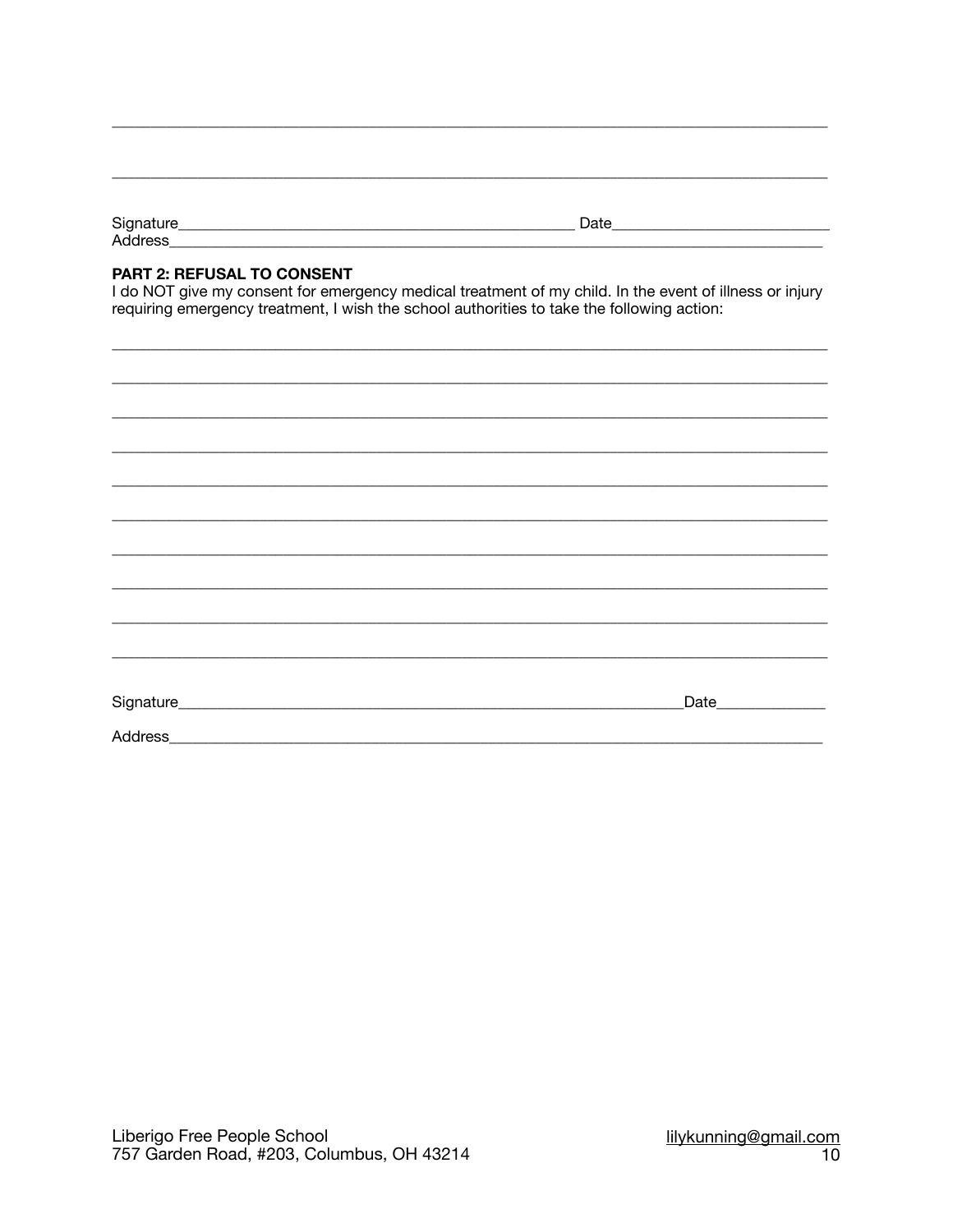\_\_\_\_\_\_\_\_\_\_\_\_\_\_\_\_\_\_\_\_\_\_\_\_\_\_\_\_\_\_\_\_\_\_\_\_\_\_\_\_\_\_\_\_\_\_\_\_\_\_\_\_\_\_\_\_\_\_\_\_\_\_\_\_\_\_\_\_\_\_\_\_\_\_\_\_\_\_

\_\_\_\_\_\_\_\_\_\_\_\_\_\_\_\_\_\_\_\_\_\_\_\_\_\_\_\_\_\_\_\_\_\_\_\_\_\_\_\_\_\_\_\_\_\_\_\_\_\_\_\_\_\_\_\_\_\_\_\_\_\_\_\_\_\_\_\_\_\_\_\_\_\_\_\_\_\_

Signature\_\_\_\_\_\_\_\_\_\_\_\_\_\_\_\_\_\_\_\_\_\_\_\_\_\_\_\_\_\_\_\_\_\_\_\_\_\_\_\_\_\_\_\_ Date\_\_\_\_\_\_\_\_\_\_\_\_\_\_\_\_\_\_\_\_\_\_\_\_\_
Address\_\_\_\_\_\_\_\_\_\_\_\_\_\_\_\_\_\_\_\_\_\_\_\_\_\_\_\_\_\_\_\_\_\_\_\_\_\_\_\_\_\_\_\_\_\_\_\_\_\_\_\_\_\_\_\_\_\_\_\_\_\_\_\_\_\_\_\_\_\_\_\_\_\_

**PART 2: REFUSAL TO CONSENT**

I do NOT give my consent for emergency medical treatment of my child. In the event of illness or injury requiring emergency treatment, I wish the school authorities to take the following action:

\_\_\_\_\_\_\_\_\_\_\_\_\_\_\_\_\_\_\_\_\_\_\_\_\_\_\_\_\_\_\_\_\_\_\_\_\_\_\_\_\_\_\_\_\_\_\_\_\_\_\_\_\_\_\_\_\_\_\_\_\_\_\_\_\_\_\_\_\_\_\_\_\_\_\_\_\_\_

\_\_\_\_\_\_\_\_\_\_\_\_\_\_\_\_\_\_\_\_\_\_\_\_\_\_\_\_\_\_\_\_\_\_\_\_\_\_\_\_\_\_\_\_\_\_\_\_\_\_\_\_\_\_\_\_\_\_\_\_\_\_\_\_\_\_\_\_\_\_\_\_\_\_\_\_\_\_

\_\_\_\_\_\_\_\_\_\_\_\_\_\_\_\_\_\_\_\_\_\_\_\_\_\_\_\_\_\_\_\_\_\_\_\_\_\_\_\_\_\_\_\_\_\_\_\_\_\_\_\_\_\_\_\_\_\_\_\_\_\_\_\_\_\_\_\_\_\_\_\_\_\_\_\_\_\_

\_\_\_\_\_\_\_\_\_\_\_\_\_\_\_\_\_\_\_\_\_\_\_\_\_\_\_\_\_\_\_\_\_\_\_\_\_\_\_\_\_\_\_\_\_\_\_\_\_\_\_\_\_\_\_\_\_\_\_\_\_\_\_\_\_\_\_\_\_\_\_\_\_\_\_\_\_\_

\_\_\_\_\_\_\_\_\_\_\_\_\_\_\_\_\_\_\_\_\_\_\_\_\_\_\_\_\_\_\_\_\_\_\_\_\_\_\_\_\_\_\_\_\_\_\_\_\_\_\_\_\_\_\_\_\_\_\_\_\_\_\_\_\_\_\_\_\_\_\_\_\_\_\_\_\_\_

\_\_\_\_\_\_\_\_\_\_\_\_\_\_\_\_\_\_\_\_\_\_\_\_\_\_\_\_\_\_\_\_\_\_\_\_\_\_\_\_\_\_\_\_\_\_\_\_\_\_\_\_\_\_\_\_\_\_\_\_\_\_\_\_\_\_\_\_\_\_\_\_\_\_\_\_\_\_

\_\_\_\_\_\_\_\_\_\_\_\_\_\_\_\_\_\_\_\_\_\_\_\_\_\_\_\_\_\_\_\_\_\_\_\_\_\_\_\_\_\_\_\_\_\_\_\_\_\_\_\_\_\_\_\_\_\_\_\_\_\_\_\_\_\_\_\_\_\_\_\_\_\_\_\_\_\_

\_\_\_\_\_\_\_\_\_\_\_\_\_\_\_\_\_\_\_\_\_\_\_\_\_\_\_\_\_\_\_\_\_\_\_\_\_\_\_\_\_\_\_\_\_\_\_\_\_\_\_\_\_\_\_\_\_\_\_\_\_\_\_\_\_\_\_\_\_\_\_\_\_\_\_\_\_\_

\_\_\_\_\_\_\_\_\_\_\_\_\_\_\_\_\_\_\_\_\_\_\_\_\_\_\_\_\_\_\_\_\_\_\_\_\_\_\_\_\_\_\_\_\_\_\_\_\_\_\_\_\_\_\_\_\_\_\_\_\_\_\_\_\_\_\_\_\_\_\_\_\_\_\_\_\_\_

\_\_\_\_\_\_\_\_\_\_\_\_\_\_\_\_\_\_\_\_\_\_\_\_\_\_\_\_\_\_\_\_\_\_\_\_\_\_\_\_\_\_\_\_\_\_\_\_\_\_\_\_\_\_\_\_\_\_\_\_\_\_\_\_\_\_\_\_\_\_\_\_\_\_\_\_\_\_

Signature\_\_\_\_\_\_\_\_\_\_\_\_\_\_\_\_\_\_\_\_\_\_\_\_\_\_\_\_\_\_\_\_\_\_\_\_\_\_\_\_\_\_\_\_\_\_\_\_\_\_\_\_\_\_\_\_\_\_Date\_\_\_\_\_\_\_\_\_\_\_\_

Address\_\_\_\_\_\_\_\_\_\_\_\_\_\_\_\_\_\_\_\_\_\_\_\_\_\_\_\_\_\_\_\_\_\_\_\_\_\_\_\_\_\_\_\_\_\_\_\_\_\_\_\_\_\_\_\_\_\_\_\_\_\_\_\_\_\_\_\_\_\_\_\_\_\_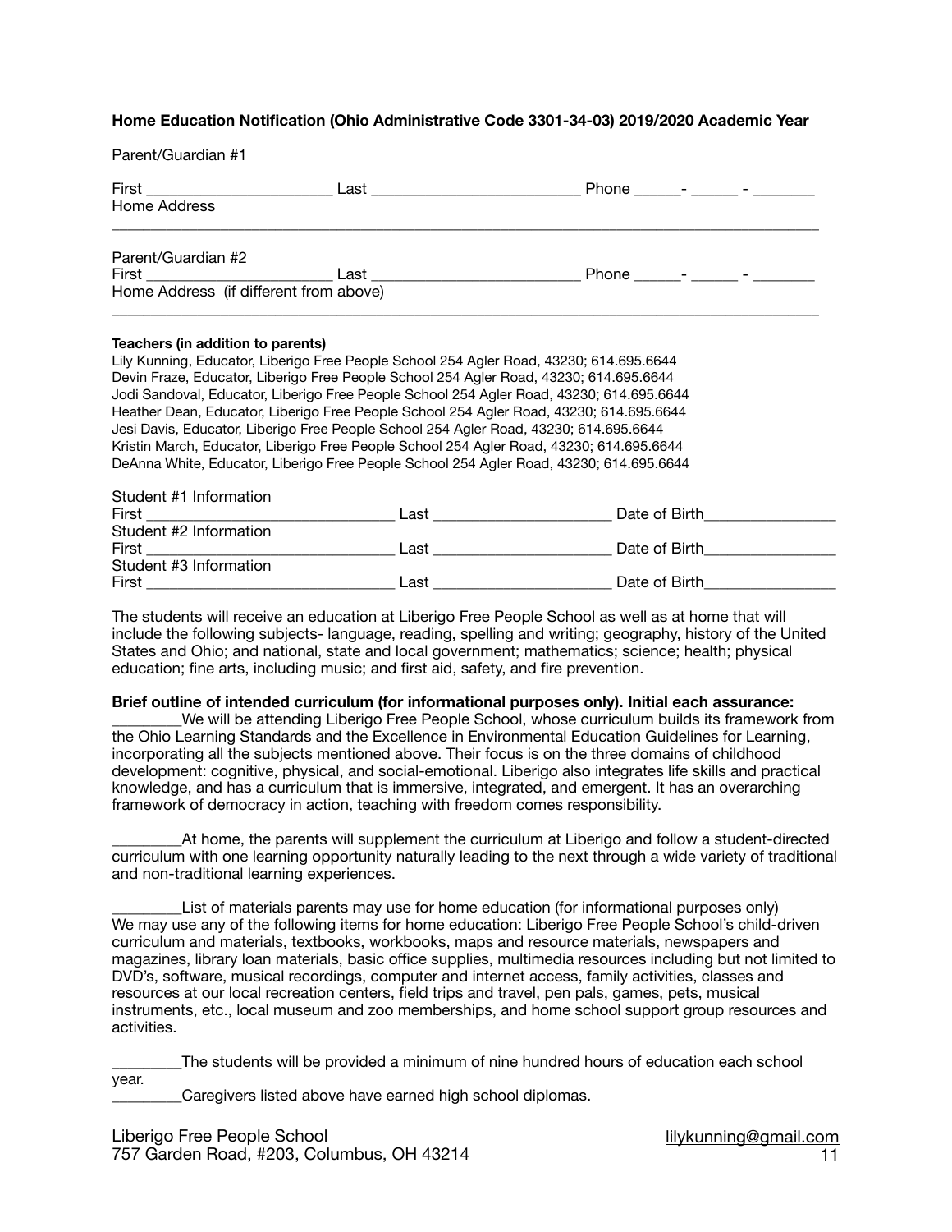**Home Education Notification (Ohio Administrative Code 3301-34-03) 2019/2020 Academic Year**

Parent/Guardian #1

First ______________________ Last ________________________ Phone _____- _____ - _______

Home Address

_______________________________________________________________________________

Parent/Guardian #2

First ______________________ Last ________________________ Phone _____- _____ - _______

Home Address (if different from above)

_______________________________________________________________________________

**Teachers (in addition to parents)**

Lily Kunning, Educator, Liberigo Free People School 254 Agler Road, 43230; 614.695.6644
Devin Fraze, Educator, Liberigo Free People School 254 Agler Road, 43230; 614.695.6644
Jodi Sandoval, Educator, Liberigo Free People School 254 Agler Road, 43230; 614.695.6644
Heather Dean, Educator, Liberigo Free People School 254 Agler Road, 43230; 614.695.6644
Jesi Davis, Educator, Liberigo Free People School 254 Agler Road, 43230; 614.695.6644
Kristin March, Educator, Liberigo Free People School 254 Agler Road, 43230; 614.695.6644
DeAnna White, Educator, Liberigo Free People School 254 Agler Road, 43230; 614.695.6644

Student #1 Information

First _____________________________ Last ____________________ Date of Birth_______________

Student #2 Information

First _____________________________ Last ____________________ Date of Birth_______________

Student #3 Information

First _____________________________ Last ____________________ Date of Birth_______________

The students will receive an education at Liberigo Free People School as well as at home that will include the following subjects- language, reading, spelling and writing; geography, history of the United States and Ohio; and national, state and local government; mathematics; science; health; physical education; fine arts, including music; and first aid, safety, and fire prevention.

**Brief outline of intended curriculum (for informational purposes only). Initial each assurance:**

________We will be attending Liberigo Free People School, whose curriculum builds its framework from the Ohio Learning Standards and the Excellence in Environmental Education Guidelines for Learning, incorporating all the subjects mentioned above. Their focus is on the three domains of childhood development: cognitive, physical, and social-emotional. Liberigo also integrates life skills and practical knowledge, and has a curriculum that is immersive, integrated, and emergent. It has an overarching framework of democracy in action, teaching with freedom comes responsibility.

________At home, the parents will supplement the curriculum at Liberigo and follow a student-directed curriculum with one learning opportunity naturally leading to the next through a wide variety of traditional and non-traditional learning experiences.

________List of materials parents may use for home education (for informational purposes only)
We may use any of the following items for home education: Liberigo Free People School's child-driven curriculum and materials, textbooks, workbooks, maps and resource materials, newspapers and magazines, library loan materials, basic office supplies, multimedia resources including but not limited to DVD's, software, musical recordings, computer and internet access, family activities, classes and resources at our local recreation centers, field trips and travel, pen pals, games, pets, musical instruments, etc., local museum and zoo memberships, and home school support group resources and activities.

________The students will be provided a minimum of nine hundred hours of education each school year.

________Caregivers listed above have earned high school diplomas.

Liberigo Free People School
757 Garden Road, #203, Columbus, OH 43214
lilykunning@gmail.com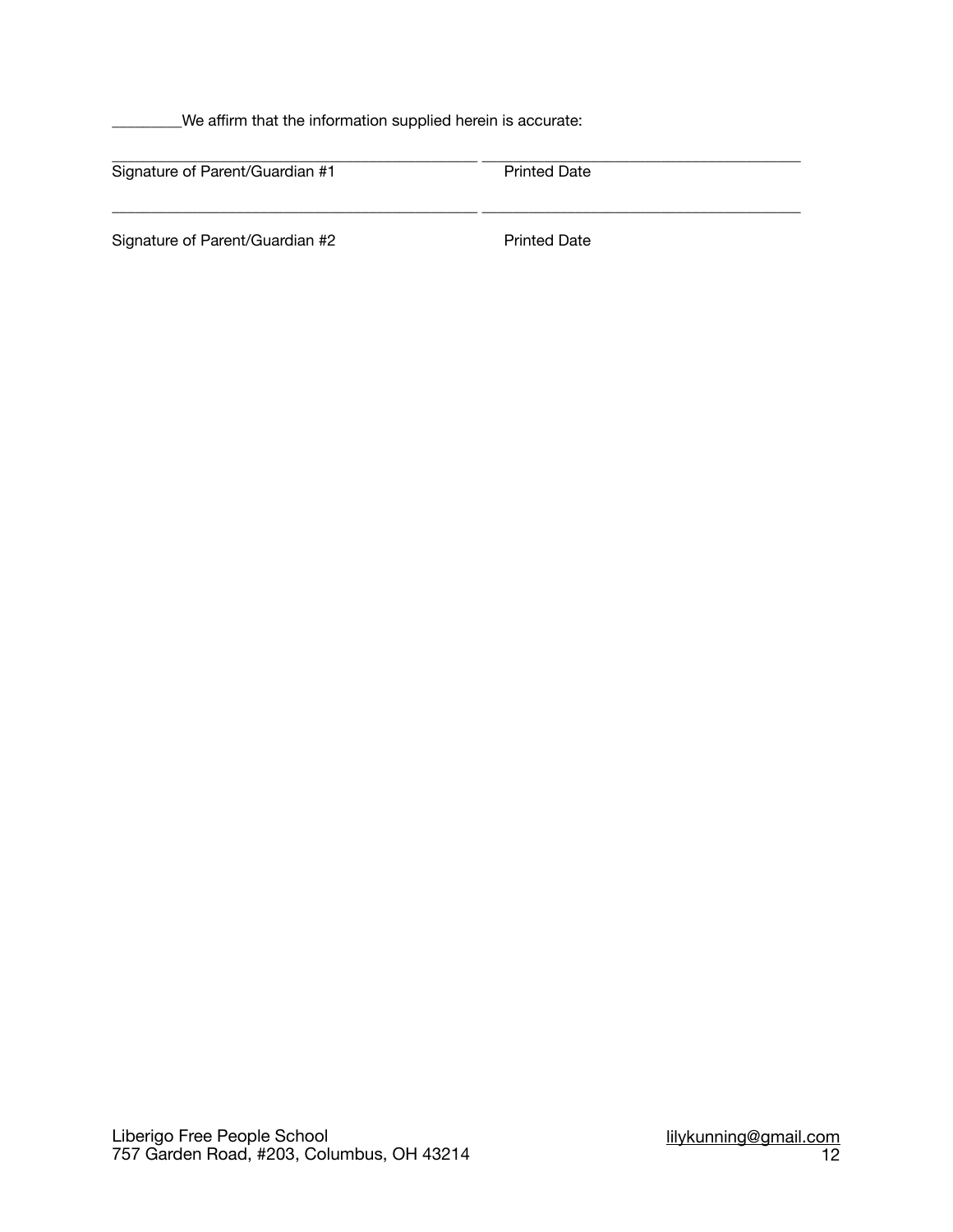_________We affirm that the information supplied herein is accurate:

_______________________________________________ _________________________________________

Signature of Parent/Guardian #1 Printed Date

_______________________________________________ _________________________________________

Signature of Parent/Guardian #2 Printed Date

Liberigo Free People School
757 Garden Road, #203, Columbus, OH 43214

lilykunning@gmail.com